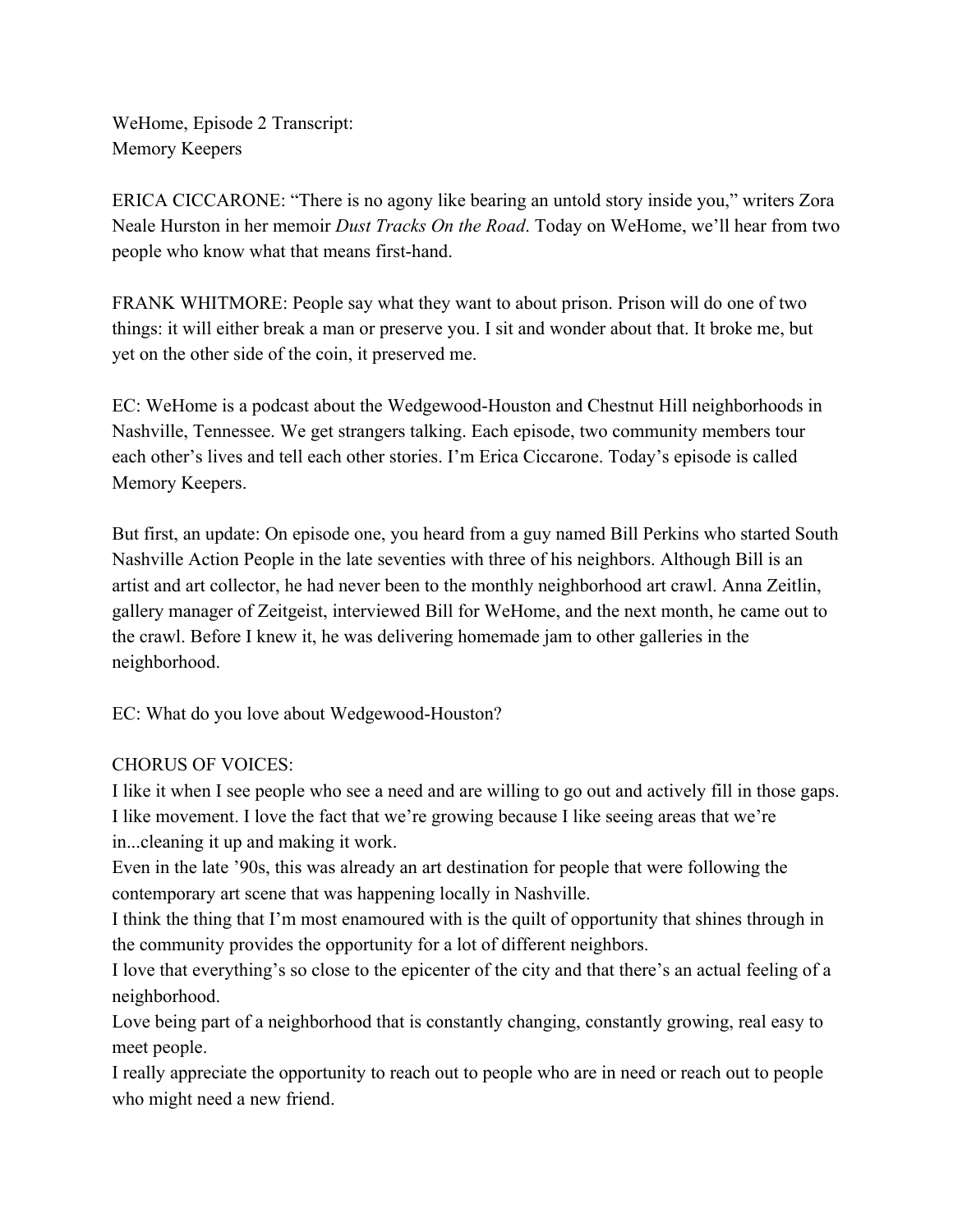WeHome, Episode 2 Transcript:
Memory Keepers

ERICA CICCARONE: "There is no agony like bearing an untold story inside you," writers Zora Neale Hurston in her memoir *Dust Tracks On the Road*. Today on WeHome, we'll hear from two people who know what that means first-hand.

FRANK WHITMORE: People say what they want to about prison. Prison will do one of two things: it will either break a man or preserve you. I sit and wonder about that. It broke me, but yet on the other side of the coin, it preserved me.

EC: WeHome is a podcast about the Wedgewood-Houston and Chestnut Hill neighborhoods in Nashville, Tennessee. We get strangers talking. Each episode, two community members tour each other's lives and tell each other stories. I'm Erica Ciccarone. Today's episode is called Memory Keepers.

But first, an update: On episode one, you heard from a guy named Bill Perkins who started South Nashville Action People in the late seventies with three of his neighbors. Although Bill is an artist and art collector, he had never been to the monthly neighborhood art crawl. Anna Zeitlin, gallery manager of Zeitgeist, interviewed Bill for WeHome, and the next month, he came out to the crawl. Before I knew it, he was delivering homemade jam to other galleries in the neighborhood.

EC: What do you love about Wedgewood-Houston?

CHORUS OF VOICES:
I like it when I see people who see a need and are willing to go out and actively fill in those gaps.
I like movement. I love the fact that we're growing because I like seeing areas that we're in...cleaning it up and making it work.
Even in the late '90s, this was already an art destination for people that were following the contemporary art scene that was happening locally in Nashville.
I think the thing that I'm most enamoured with is the quilt of opportunity that shines through in the community provides the opportunity for a lot of different neighbors.
I love that everything's so close to the epicenter of the city and that there's an actual feeling of a neighborhood.
Love being part of a neighborhood that is constantly changing, constantly growing, real easy to meet people.
I really appreciate the opportunity to reach out to people who are in need or reach out to people who might need a new friend.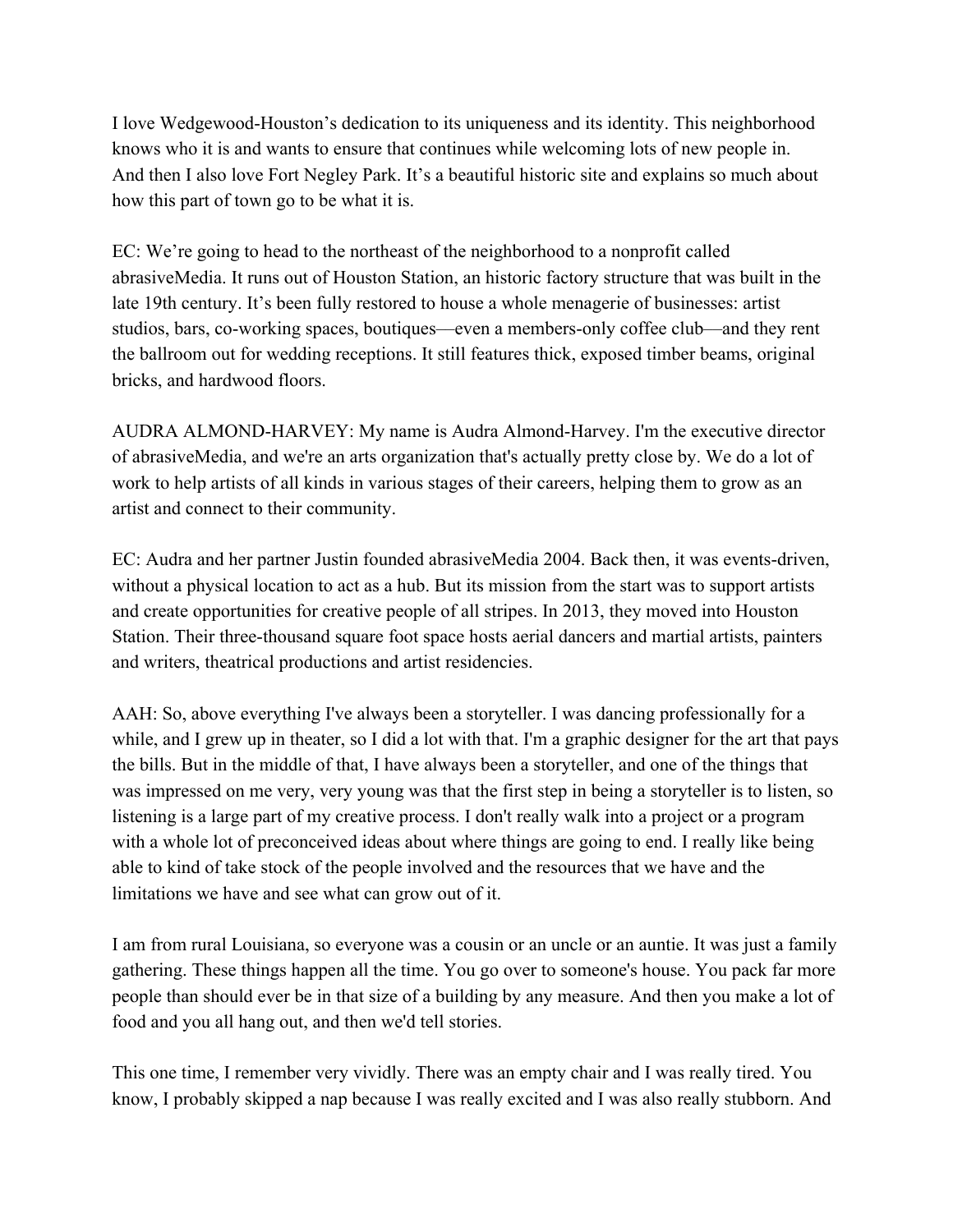I love Wedgewood-Houston's dedication to its uniqueness and its identity. This neighborhood knows who it is and wants to ensure that continues while welcoming lots of new people in. And then I also love Fort Negley Park. It's a beautiful historic site and explains so much about how this part of town go to be what it is.

EC: We're going to head to the northeast of the neighborhood to a nonprofit called abrasiveMedia. It runs out of Houston Station, an historic factory structure that was built in the late 19th century. It's been fully restored to house a whole menagerie of businesses: artist studios, bars, co-working spaces, boutiques—even a members-only coffee club—and they rent the ballroom out for wedding receptions. It still features thick, exposed timber beams, original bricks, and hardwood floors.

AUDRA ALMOND-HARVEY: My name is Audra Almond-Harvey. I'm the executive director of abrasiveMedia, and we're an arts organization that's actually pretty close by. We do a lot of work to help artists of all kinds in various stages of their careers, helping them to grow as an artist and connect to their community.

EC: Audra and her partner Justin founded abrasiveMedia 2004. Back then, it was events-driven, without a physical location to act as a hub. But its mission from the start was to support artists and create opportunities for creative people of all stripes. In 2013, they moved into Houston Station. Their three-thousand square foot space hosts aerial dancers and martial artists, painters and writers, theatrical productions and artist residencies.

AAH: So, above everything I've always been a storyteller. I was dancing professionally for a while, and I grew up in theater, so I did a lot with that. I'm a graphic designer for the art that pays the bills. But in the middle of that, I have always been a storyteller, and one of the things that was impressed on me very, very young was that the first step in being a storyteller is to listen, so listening is a large part of my creative process. I don't really walk into a project or a program with a whole lot of preconceived ideas about where things are going to end. I really like being able to kind of take stock of the people involved and the resources that we have and the limitations we have and see what can grow out of it.

I am from rural Louisiana, so everyone was a cousin or an uncle or an auntie. It was just a family gathering. These things happen all the time. You go over to someone's house. You pack far more people than should ever be in that size of a building by any measure. And then you make a lot of food and you all hang out, and then we'd tell stories.

This one time, I remember very vividly. There was an empty chair and I was really tired. You know, I probably skipped a nap because I was really excited and I was also really stubborn. And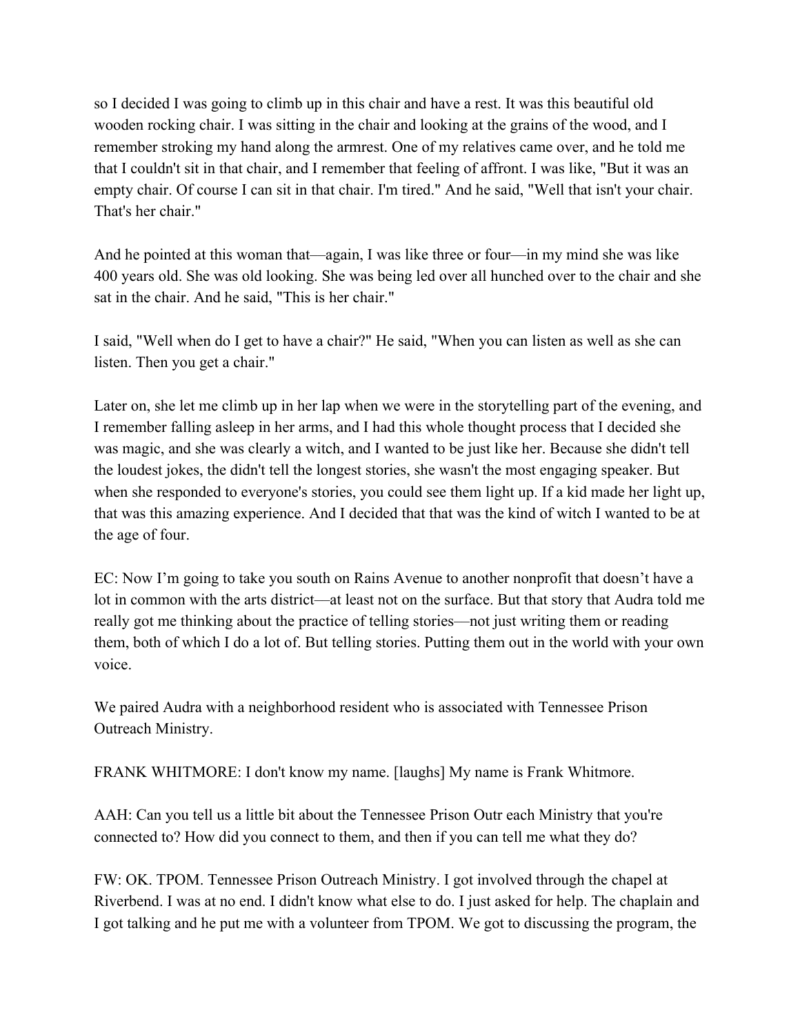so I decided I was going to climb up in this chair and have a rest. It was this beautiful old wooden rocking chair. I was sitting in the chair and looking at the grains of the wood, and I remember stroking my hand along the armrest. One of my relatives came over, and he told me that I couldn't sit in that chair, and I remember that feeling of affront. I was like, "But it was an empty chair. Of course I can sit in that chair. I'm tired." And he said, "Well that isn't your chair. That's her chair."

And he pointed at this woman that—again, I was like three or four—in my mind she was like 400 years old. She was old looking. She was being led over all hunched over to the chair and she sat in the chair. And he said, "This is her chair."

I said, "Well when do I get to have a chair?" He said, "When you can listen as well as she can listen. Then you get a chair."

Later on, she let me climb up in her lap when we were in the storytelling part of the evening, and I remember falling asleep in her arms, and I had this whole thought process that I decided she was magic, and she was clearly a witch, and I wanted to be just like her. Because she didn't tell the loudest jokes, the didn't tell the longest stories, she wasn't the most engaging speaker. But when she responded to everyone's stories, you could see them light up. If a kid made her light up, that was this amazing experience. And I decided that that was the kind of witch I wanted to be at the age of four.

EC: Now I'm going to take you south on Rains Avenue to another nonprofit that doesn't have a lot in common with the arts district—at least not on the surface. But that story that Audra told me really got me thinking about the practice of telling stories—not just writing them or reading them, both of which I do a lot of. But telling stories. Putting them out in the world with your own voice.

We paired Audra with a neighborhood resident who is associated with Tennessee Prison Outreach Ministry.

FRANK WHITMORE: I don't know my name. [laughs] My name is Frank Whitmore.

AAH: Can you tell us a little bit about the Tennessee Prison Outr each Ministry that you're connected to? How did you connect to them, and then if you can tell me what they do?

FW: OK. TPOM. Tennessee Prison Outreach Ministry. I got involved through the chapel at Riverbend. I was at no end. I didn't know what else to do. I just asked for help. The chaplain and I got talking and he put me with a volunteer from TPOM. We got to discussing the program, the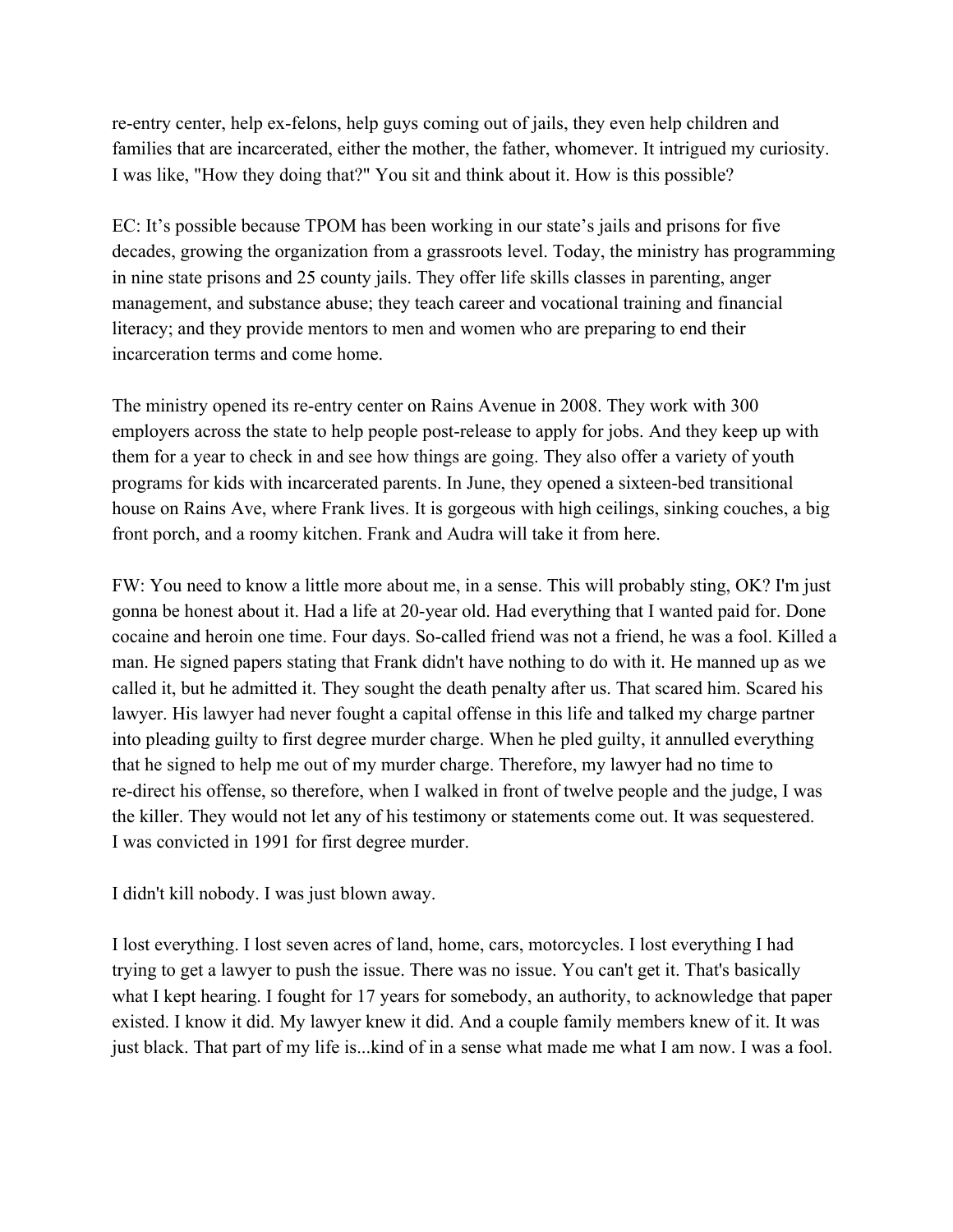re-entry center, help ex-felons, help guys coming out of jails, they even help children and families that are incarcerated, either the mother, the father, whomever. It intrigued my curiosity. I was like, "How they doing that?" You sit and think about it. How is this possible?

EC: It's possible because TPOM has been working in our state's jails and prisons for five decades, growing the organization from a grassroots level. Today, the ministry has programming in nine state prisons and 25 county jails. They offer life skills classes in parenting, anger management, and substance abuse; they teach career and vocational training and financial literacy; and they provide mentors to men and women who are preparing to end their incarceration terms and come home.

The ministry opened its re-entry center on Rains Avenue in 2008. They work with 300 employers across the state to help people post-release to apply for jobs. And they keep up with them for a year to check in and see how things are going. They also offer a variety of youth programs for kids with incarcerated parents. In June, they opened a sixteen-bed transitional house on Rains Ave, where Frank lives. It is gorgeous with high ceilings, sinking couches, a big front porch, and a roomy kitchen. Frank and Audra will take it from here.

FW: You need to know a little more about me, in a sense. This will probably sting, OK? I'm just gonna be honest about it. Had a life at 20-year old. Had everything that I wanted paid for. Done cocaine and heroin one time. Four days. So-called friend was not a friend, he was a fool. Killed a man. He signed papers stating that Frank didn't have nothing to do with it. He manned up as we called it, but he admitted it. They sought the death penalty after us. That scared him. Scared his lawyer. His lawyer had never fought a capital offense in this life and talked my charge partner into pleading guilty to first degree murder charge. When he pled guilty, it annulled everything that he signed to help me out of my murder charge. Therefore, my lawyer had no time to re-direct his offense, so therefore, when I walked in front of twelve people and the judge, I was the killer. They would not let any of his testimony or statements come out. It was sequestered. I was convicted in 1991 for first degree murder.

I didn't kill nobody. I was just blown away.

I lost everything. I lost seven acres of land, home, cars, motorcycles. I lost everything I had trying to get a lawyer to push the issue. There was no issue. You can't get it. That's basically what I kept hearing. I fought for 17 years for somebody, an authority, to acknowledge that paper existed. I know it did. My lawyer knew it did. And a couple family members knew of it. It was just black. That part of my life is...kind of in a sense what made me what I am now. I was a fool.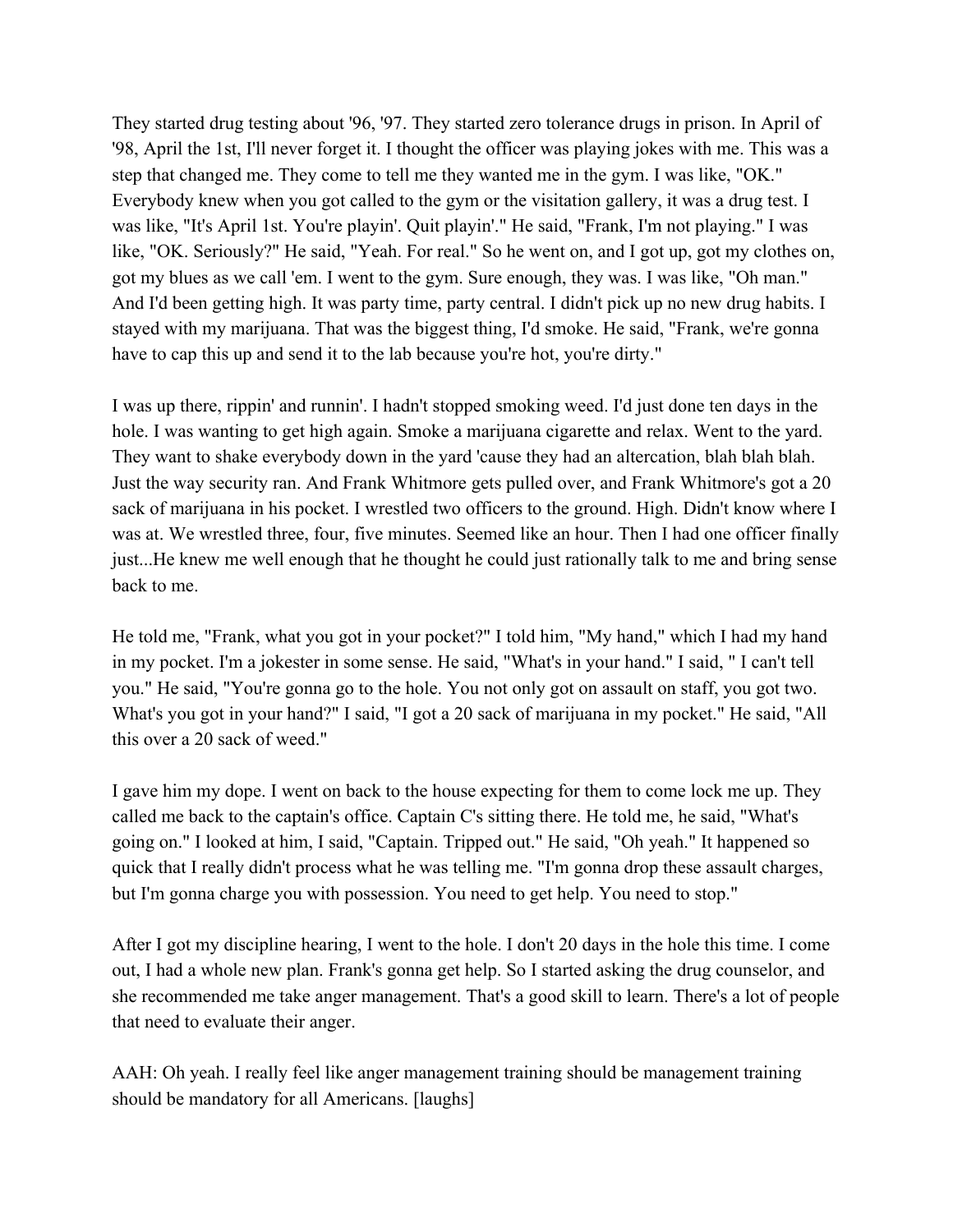They started drug testing about '96, '97. They started zero tolerance drugs in prison. In April of '98, April the 1st, I'll never forget it. I thought the officer was playing jokes with me. This was a step that changed me. They come to tell me they wanted me in the gym. I was like, "OK." Everybody knew when you got called to the gym or the visitation gallery, it was a drug test. I was like, "It's April 1st. You're playin'. Quit playin'." He said, "Frank, I'm not playing." I was like, "OK. Seriously?" He said, "Yeah. For real." So he went on, and I got up, got my clothes on, got my blues as we call 'em. I went to the gym. Sure enough, they was. I was like, "Oh man." And I'd been getting high. It was party time, party central. I didn't pick up no new drug habits. I stayed with my marijuana. That was the biggest thing, I'd smoke. He said, "Frank, we're gonna have to cap this up and send it to the lab because you're hot, you're dirty."

I was up there, rippin' and runnin'. I hadn't stopped smoking weed. I'd just done ten days in the hole. I was wanting to get high again. Smoke a marijuana cigarette and relax. Went to the yard. They want to shake everybody down in the yard 'cause they had an altercation, blah blah blah. Just the way security ran. And Frank Whitmore gets pulled over, and Frank Whitmore's got a 20 sack of marijuana in his pocket. I wrestled two officers to the ground. High. Didn't know where I was at. We wrestled three, four, five minutes. Seemed like an hour. Then I had one officer finally just...He knew me well enough that he thought he could just rationally talk to me and bring sense back to me.

He told me, "Frank, what you got in your pocket?" I told him, "My hand," which I had my hand in my pocket. I'm a jokester in some sense. He said, "What's in your hand." I said, " I can't tell you." He said, "You're gonna go to the hole. You not only got on assault on staff, you got two. What's you got in your hand?" I said, "I got a 20 sack of marijuana in my pocket." He said, "All this over a 20 sack of weed."

I gave him my dope. I went on back to the house expecting for them to come lock me up. They called me back to the captain's office. Captain C's sitting there. He told me, he said, "What's going on." I looked at him, I said, "Captain. Tripped out." He said, "Oh yeah." It happened so quick that I really didn't process what he was telling me. "I'm gonna drop these assault charges, but I'm gonna charge you with possession. You need to get help. You need to stop."

After I got my discipline hearing, I went to the hole. I don't 20 days in the hole this time. I come out, I had a whole new plan. Frank's gonna get help. So I started asking the drug counselor, and she recommended me take anger management. That's a good skill to learn. There's a lot of people that need to evaluate their anger.

AAH: Oh yeah. I really feel like anger management training should be management training should be mandatory for all Americans. [laughs]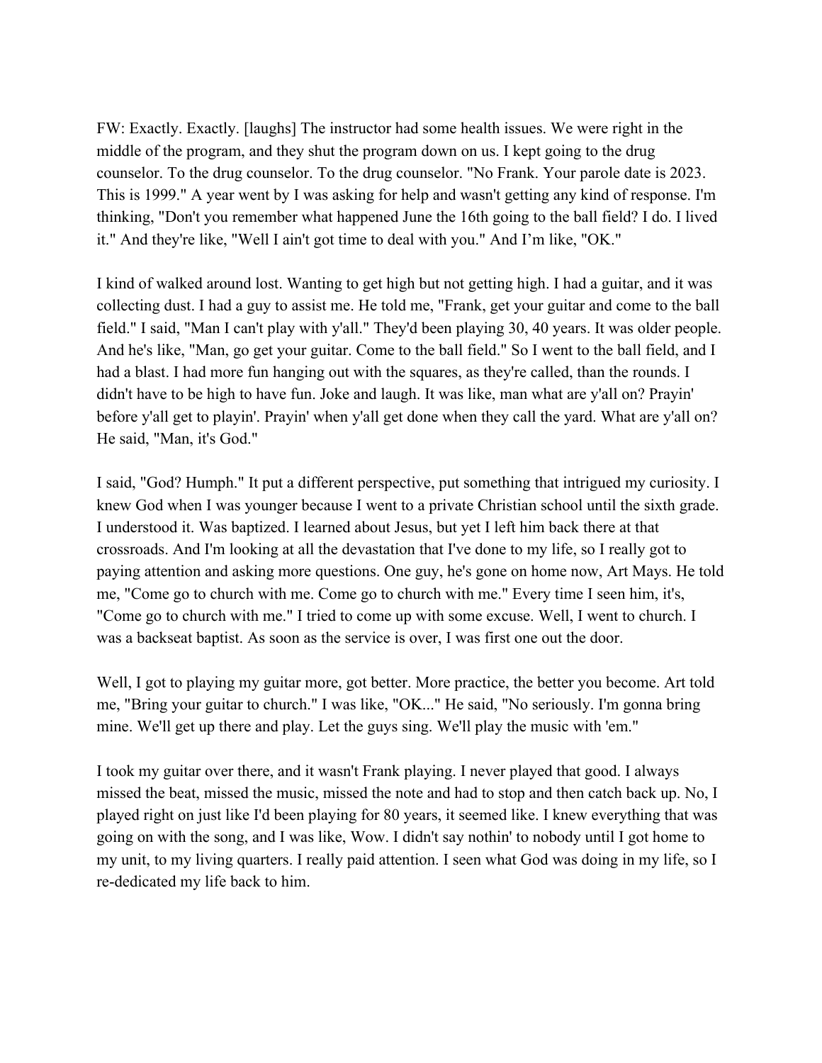FW: Exactly. Exactly. [laughs] The instructor had some health issues. We were right in the middle of the program, and they shut the program down on us. I kept going to the drug counselor. To the drug counselor. To the drug counselor. "No Frank. Your parole date is 2023. This is 1999." A year went by I was asking for help and wasn't getting any kind of response. I'm thinking, "Don't you remember what happened June the 16th going to the ball field? I do. I lived it." And they're like, "Well I ain't got time to deal with you." And I'm like, "OK."

I kind of walked around lost. Wanting to get high but not getting high. I had a guitar, and it was collecting dust. I had a guy to assist me. He told me, "Frank, get your guitar and come to the ball field." I said, "Man I can't play with y'all." They'd been playing 30, 40 years. It was older people. And he's like, "Man, go get your guitar. Come to the ball field." So I went to the ball field, and I had a blast. I had more fun hanging out with the squares, as they're called, than the rounds. I didn't have to be high to have fun. Joke and laugh. It was like, man what are y'all on? Prayin' before y'all get to playin'. Prayin' when y'all get done when they call the yard. What are y'all on? He said, "Man, it's God."

I said, "God? Humph." It put a different perspective, put something that intrigued my curiosity. I knew God when I was younger because I went to a private Christian school until the sixth grade. I understood it. Was baptized. I learned about Jesus, but yet I left him back there at that crossroads. And I'm looking at all the devastation that I've done to my life, so I really got to paying attention and asking more questions. One guy, he's gone on home now, Art Mays. He told me, "Come go to church with me. Come go to church with me." Every time I seen him, it's, "Come go to church with me." I tried to come up with some excuse. Well, I went to church. I was a backseat baptist. As soon as the service is over, I was first one out the door.

Well, I got to playing my guitar more, got better. More practice, the better you become. Art told me, "Bring your guitar to church." I was like, "OK..." He said, "No seriously. I'm gonna bring mine. We'll get up there and play. Let the guys sing. We'll play the music with 'em."

I took my guitar over there, and it wasn't Frank playing. I never played that good. I always missed the beat, missed the music, missed the note and had to stop and then catch back up. No, I played right on just like I'd been playing for 80 years, it seemed like. I knew everything that was going on with the song, and I was like, Wow. I didn't say nothin' to nobody until I got home to my unit, to my living quarters. I really paid attention. I seen what God was doing in my life, so I re-dedicated my life back to him.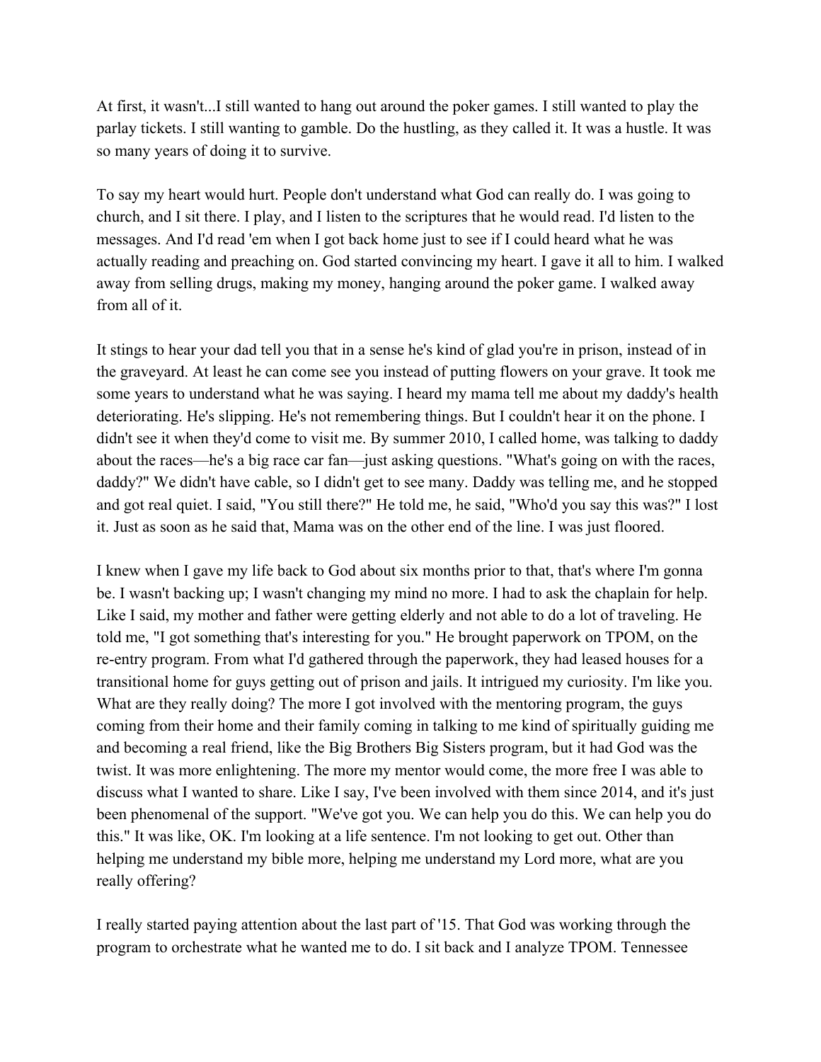At first, it wasn't...I still wanted to hang out around the poker games. I still wanted to play the parlay tickets. I still wanting to gamble. Do the hustling, as they called it. It was a hustle. It was so many years of doing it to survive.

To say my heart would hurt. People don't understand what God can really do. I was going to church, and I sit there. I play, and I listen to the scriptures that he would read. I'd listen to the messages. And I'd read 'em when I got back home just to see if I could heard what he was actually reading and preaching on. God started convincing my heart. I gave it all to him. I walked away from selling drugs, making my money, hanging around the poker game. I walked away from all of it.

It stings to hear your dad tell you that in a sense he's kind of glad you're in prison, instead of in the graveyard. At least he can come see you instead of putting flowers on your grave. It took me some years to understand what he was saying. I heard my mama tell me about my daddy's health deteriorating. He's slipping. He's not remembering things. But I couldn't hear it on the phone. I didn't see it when they'd come to visit me. By summer 2010, I called home, was talking to daddy about the races—he's a big race car fan—just asking questions. "What's going on with the races, daddy?" We didn't have cable, so I didn't get to see many. Daddy was telling me, and he stopped and got real quiet. I said, "You still there?" He told me, he said, "Who'd you say this was?" I lost it. Just as soon as he said that, Mama was on the other end of the line. I was just floored.

I knew when I gave my life back to God about six months prior to that, that's where I'm gonna be. I wasn't backing up; I wasn't changing my mind no more. I had to ask the chaplain for help. Like I said, my mother and father were getting elderly and not able to do a lot of traveling. He told me, "I got something that's interesting for you." He brought paperwork on TPOM, on the re-entry program. From what I'd gathered through the paperwork, they had leased houses for a transitional home for guys getting out of prison and jails. It intrigued my curiosity. I'm like you. What are they really doing? The more I got involved with the mentoring program, the guys coming from their home and their family coming in talking to me kind of spiritually guiding me and becoming a real friend, like the Big Brothers Big Sisters program, but it had God was the twist. It was more enlightening. The more my mentor would come, the more free I was able to discuss what I wanted to share. Like I say, I've been involved with them since 2014, and it's just been phenomenal of the support. "We've got you. We can help you do this. We can help you do this." It was like, OK. I'm looking at a life sentence. I'm not looking to get out. Other than helping me understand my bible more, helping me understand my Lord more, what are you really offering?

I really started paying attention about the last part of '15. That God was working through the program to orchestrate what he wanted me to do. I sit back and I analyze TPOM. Tennessee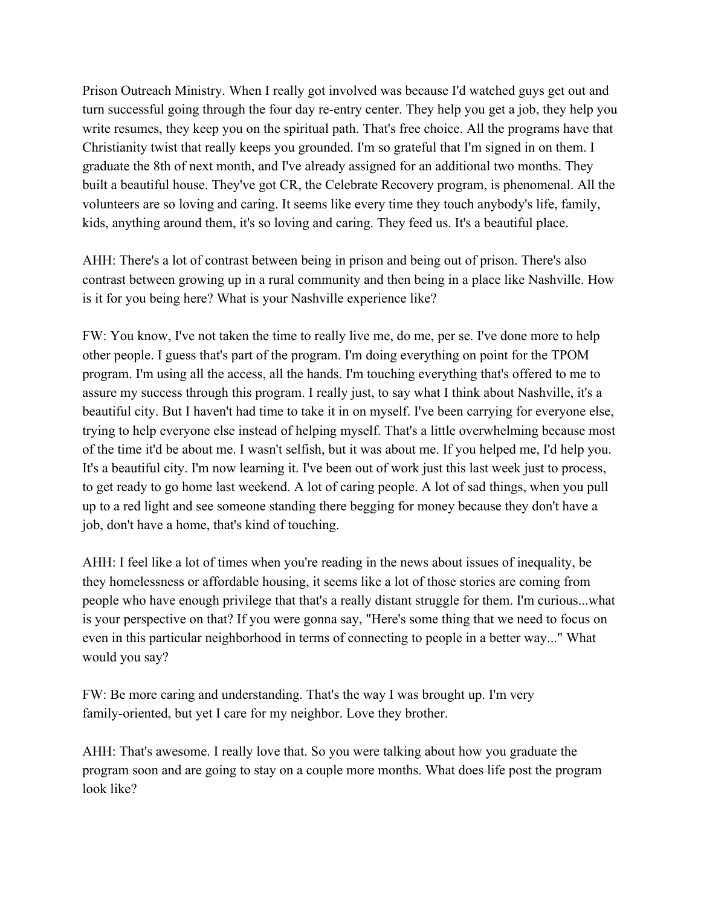Prison Outreach Ministry. When I really got involved was because I'd watched guys get out and turn successful going through the four day re-entry center. They help you get a job, they help you write resumes, they keep you on the spiritual path. That's free choice. All the programs have that Christianity twist that really keeps you grounded. I'm so grateful that I'm signed in on them. I graduate the 8th of next month, and I've already assigned for an additional two months. They built a beautiful house. They've got CR, the Celebrate Recovery program, is phenomenal. All the volunteers are so loving and caring. It seems like every time they touch anybody's life, family, kids, anything around them, it's so loving and caring. They feed us. It's a beautiful place.

AHH: There's a lot of contrast between being in prison and being out of prison. There's also contrast between growing up in a rural community and then being in a place like Nashville. How is it for you being here? What is your Nashville experience like?

FW: You know, I've not taken the time to really live me, do me, per se. I've done more to help other people. I guess that's part of the program. I'm doing everything on point for the TPOM program. I'm using all the access, all the hands. I'm touching everything that's offered to me to assure my success through this program. I really just, to say what I think about Nashville, it's a beautiful city. But I haven't had time to take it in on myself. I've been carrying for everyone else, trying to help everyone else instead of helping myself. That's a little overwhelming because most of the time it'd be about me. I wasn't selfish, but it was about me. If you helped me, I'd help you. It's a beautiful city. I'm now learning it. I've been out of work just this last week just to process, to get ready to go home last weekend. A lot of caring people. A lot of sad things, when you pull up to a red light and see someone standing there begging for money because they don't have a job, don't have a home, that's kind of touching.

AHH: I feel like a lot of times when you're reading in the news about issues of inequality, be they homelessness or affordable housing, it seems like a lot of those stories are coming from people who have enough privilege that that's a really distant struggle for them. I'm curious...what is your perspective on that? If you were gonna say, "Here's some thing that we need to focus on even in this particular neighborhood in terms of connecting to people in a better way..." What would you say?

FW: Be more caring and understanding. That's the way I was brought up. I'm very family-oriented, but yet I care for my neighbor. Love they brother.

AHH: That's awesome. I really love that. So you were talking about how you graduate the program soon and are going to stay on a couple more months. What does life post the program look like?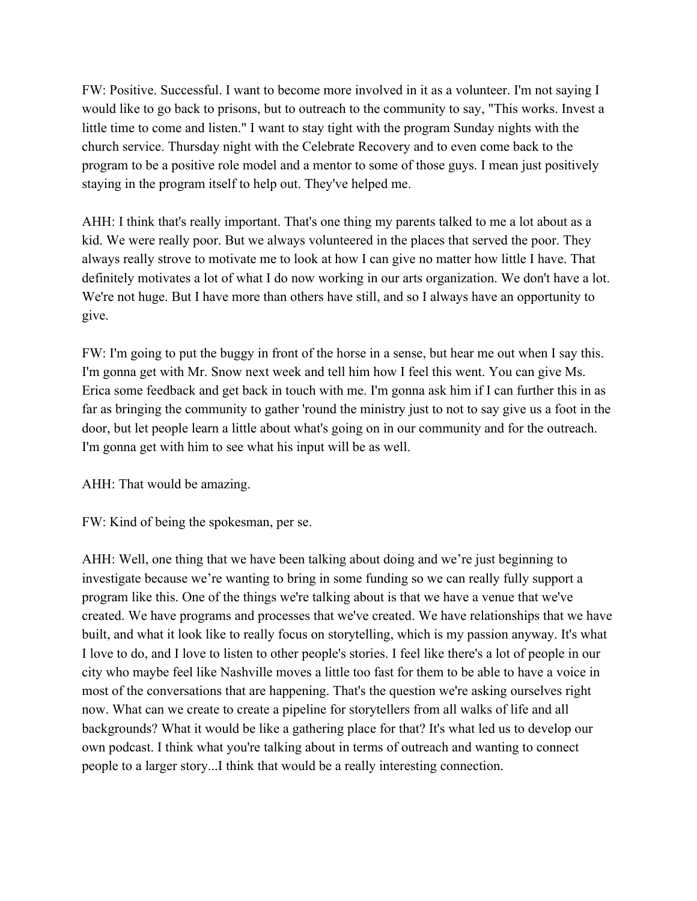FW: Positive. Successful. I want to become more involved in it as a volunteer. I'm not saying I would like to go back to prisons, but to outreach to the community to say, "This works. Invest a little time to come and listen." I want to stay tight with the program Sunday nights with the church service. Thursday night with the Celebrate Recovery and to even come back to the program to be a positive role model and a mentor to some of those guys. I mean just positively staying in the program itself to help out. They've helped me.

AHH: I think that's really important. That's one thing my parents talked to me a lot about as a kid. We were really poor. But we always volunteered in the places that served the poor. They always really strove to motivate me to look at how I can give no matter how little I have. That definitely motivates a lot of what I do now working in our arts organization. We don't have a lot. We're not huge. But I have more than others have still, and so I always have an opportunity to give.

FW: I'm going to put the buggy in front of the horse in a sense, but hear me out when I say this. I'm gonna get with Mr. Snow next week and tell him how I feel this went. You can give Ms. Erica some feedback and get back in touch with me. I'm gonna ask him if I can further this in as far as bringing the community to gather 'round the ministry just to not to say give us a foot in the door, but let people learn a little about what's going on in our community and for the outreach. I'm gonna get with him to see what his input will be as well.

AHH: That would be amazing.

FW: Kind of being the spokesman, per se.

AHH: Well, one thing that we have been talking about doing and we're just beginning to investigate because we're wanting to bring in some funding so we can really fully support a program like this. One of the things we're talking about is that we have a venue that we've created. We have programs and processes that we've created. We have relationships that we have built, and what it look like to really focus on storytelling, which is my passion anyway. It's what I love to do, and I love to listen to other people's stories. I feel like there's a lot of people in our city who maybe feel like Nashville moves a little too fast for them to be able to have a voice in most of the conversations that are happening. That's the question we're asking ourselves right now. What can we create to create a pipeline for storytellers from all walks of life and all backgrounds? What it would be like a gathering place for that? It's what led us to develop our own podcast. I think what you're talking about in terms of outreach and wanting to connect people to a larger story...I think that would be a really interesting connection.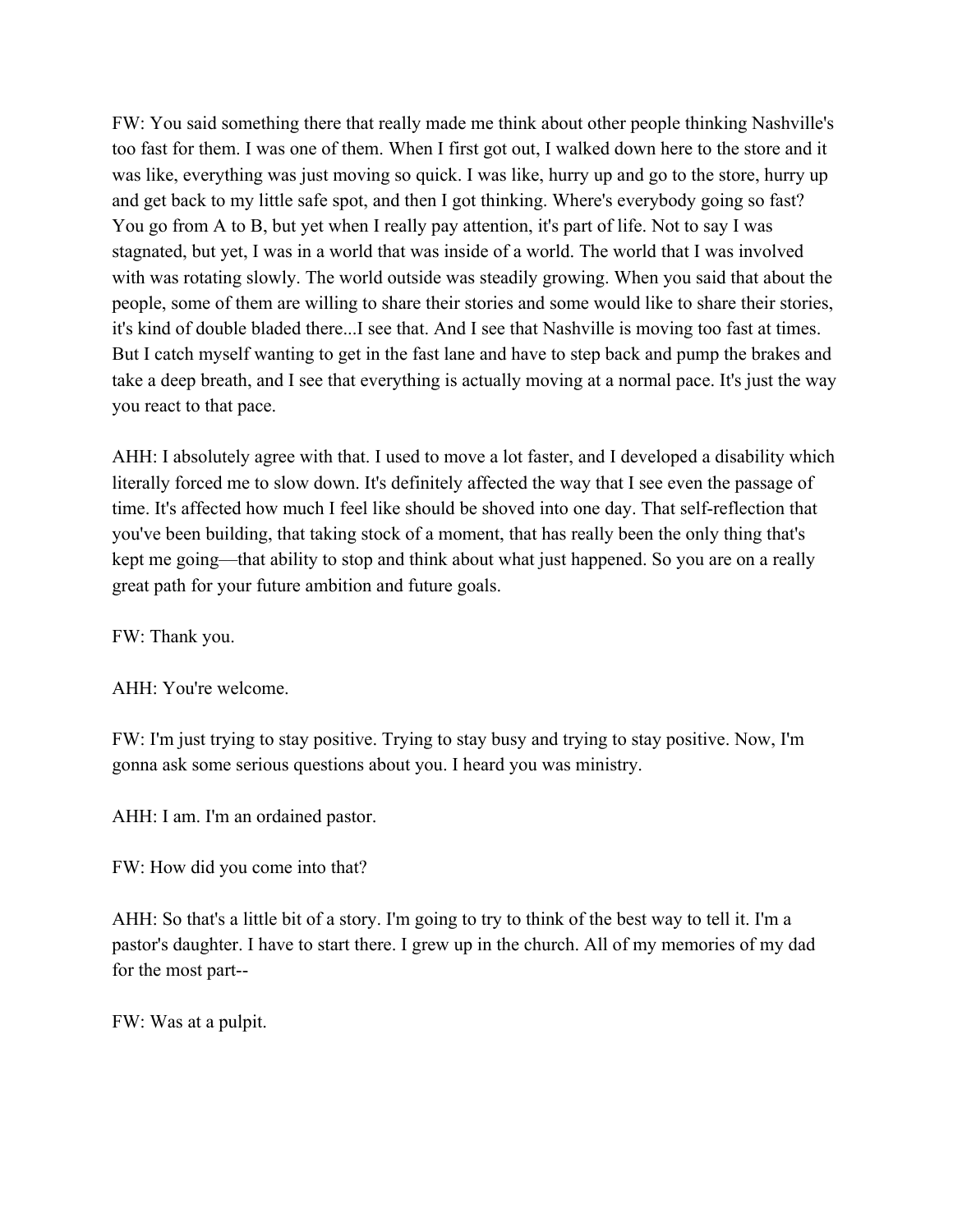FW: You said something there that really made me think about other people thinking Nashville's too fast for them. I was one of them. When I first got out, I walked down here to the store and it was like, everything was just moving so quick. I was like, hurry up and go to the store, hurry up and get back to my little safe spot, and then I got thinking. Where's everybody going so fast? You go from A to B, but yet when I really pay attention, it's part of life. Not to say I was stagnated, but yet, I was in a world that was inside of a world. The world that I was involved with was rotating slowly. The world outside was steadily growing. When you said that about the people, some of them are willing to share their stories and some would like to share their stories, it's kind of double bladed there...I see that. And I see that Nashville is moving too fast at times. But I catch myself wanting to get in the fast lane and have to step back and pump the brakes and take a deep breath, and I see that everything is actually moving at a normal pace. It's just the way you react to that pace.

AHH: I absolutely agree with that. I used to move a lot faster, and I developed a disability which literally forced me to slow down. It's definitely affected the way that I see even the passage of time. It's affected how much I feel like should be shoved into one day. That self-reflection that you've been building, that taking stock of a moment, that has really been the only thing that's kept me going—that ability to stop and think about what just happened. So you are on a really great path for your future ambition and future goals.

FW: Thank you.

AHH: You're welcome.

FW: I'm just trying to stay positive. Trying to stay busy and trying to stay positive. Now, I'm gonna ask some serious questions about you. I heard you was ministry.

AHH: I am. I'm an ordained pastor.

FW: How did you come into that?

AHH: So that's a little bit of a story. I'm going to try to think of the best way to tell it. I'm a pastor's daughter. I have to start there. I grew up in the church. All of my memories of my dad for the most part--

FW: Was at a pulpit.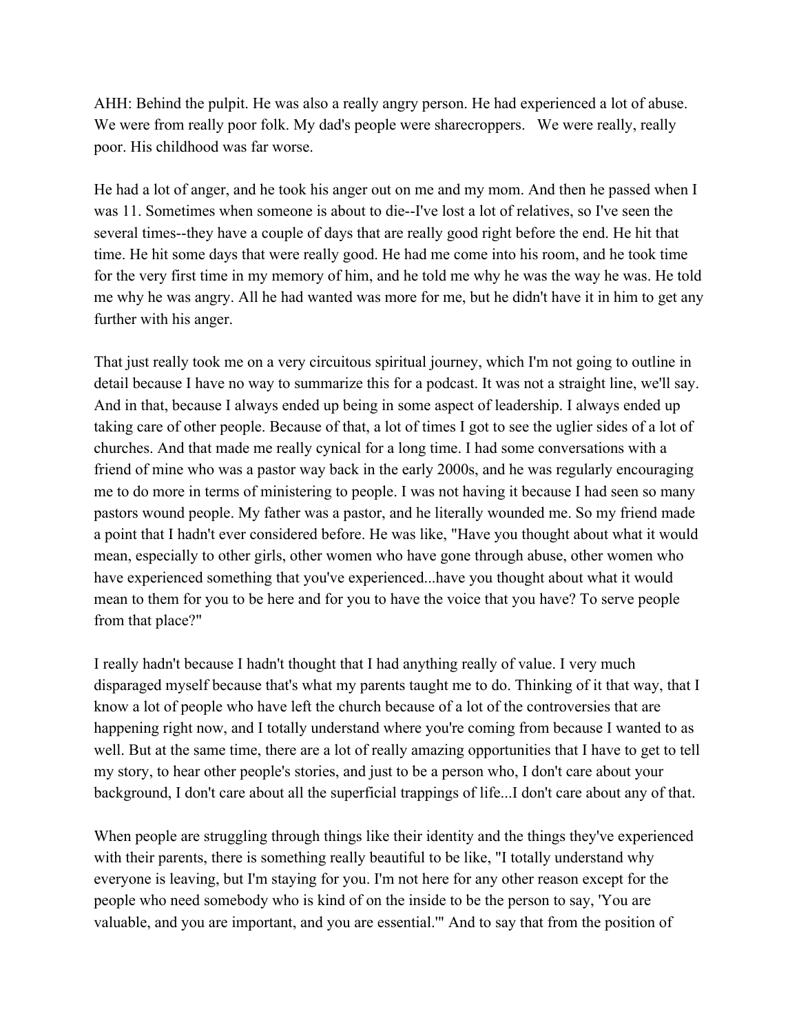AHH: Behind the pulpit. He was also a really angry person. He had experienced a lot of abuse. We were from really poor folk. My dad's people were sharecroppers. We were really, really poor. His childhood was far worse.

He had a lot of anger, and he took his anger out on me and my mom. And then he passed when I was 11. Sometimes when someone is about to die--I've lost a lot of relatives, so I've seen the several times--they have a couple of days that are really good right before the end. He hit that time. He hit some days that were really good. He had me come into his room, and he took time for the very first time in my memory of him, and he told me why he was the way he was. He told me why he was angry. All he had wanted was more for me, but he didn't have it in him to get any further with his anger.

That just really took me on a very circuitous spiritual journey, which I'm not going to outline in detail because I have no way to summarize this for a podcast. It was not a straight line, we'll say. And in that, because I always ended up being in some aspect of leadership. I always ended up taking care of other people. Because of that, a lot of times I got to see the uglier sides of a lot of churches. And that made me really cynical for a long time. I had some conversations with a friend of mine who was a pastor way back in the early 2000s, and he was regularly encouraging me to do more in terms of ministering to people. I was not having it because I had seen so many pastors wound people. My father was a pastor, and he literally wounded me. So my friend made a point that I hadn't ever considered before. He was like, "Have you thought about what it would mean, especially to other girls, other women who have gone through abuse, other women who have experienced something that you've experienced...have you thought about what it would mean to them for you to be here and for you to have the voice that you have? To serve people from that place?"

I really hadn't because I hadn't thought that I had anything really of value. I very much disparaged myself because that's what my parents taught me to do. Thinking of it that way, that I know a lot of people who have left the church because of a lot of the controversies that are happening right now, and I totally understand where you're coming from because I wanted to as well. But at the same time, there are a lot of really amazing opportunities that I have to get to tell my story, to hear other people's stories, and just to be a person who, I don't care about your background, I don't care about all the superficial trappings of life...I don't care about any of that.

When people are struggling through things like their identity and the things they've experienced with their parents, there is something really beautiful to be like, "I totally understand why everyone is leaving, but I'm staying for you. I'm not here for any other reason except for the people who need somebody who is kind of on the inside to be the person to say, 'You are valuable, and you are important, and you are essential.'" And to say that from the position of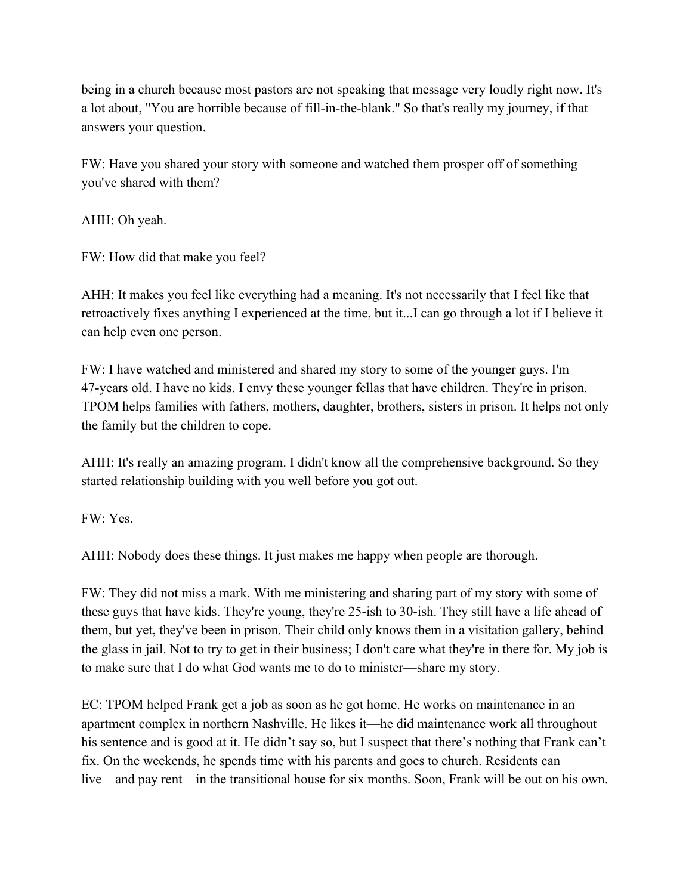being in a church because most pastors are not speaking that message very loudly right now. It's a lot about, "You are horrible because of fill-in-the-blank." So that's really my journey, if that answers your question.

FW: Have you shared your story with someone and watched them prosper off of something you've shared with them?

AHH: Oh yeah.

FW: How did that make you feel?

AHH: It makes you feel like everything had a meaning. It's not necessarily that I feel like that retroactively fixes anything I experienced at the time, but it...I can go through a lot if I believe it can help even one person.

FW: I have watched and ministered and shared my story to some of the younger guys. I'm 47-years old. I have no kids. I envy these younger fellas that have children. They're in prison. TPOM helps families with fathers, mothers, daughter, brothers, sisters in prison. It helps not only the family but the children to cope.

AHH: It's really an amazing program. I didn't know all the comprehensive background. So they started relationship building with you well before you got out.

FW: Yes.

AHH: Nobody does these things. It just makes me happy when people are thorough.

FW: They did not miss a mark. With me ministering and sharing part of my story with some of these guys that have kids. They're young, they're 25-ish to 30-ish. They still have a life ahead of them, but yet, they've been in prison. Their child only knows them in a visitation gallery, behind the glass in jail. Not to try to get in their business; I don't care what they're in there for. My job is to make sure that I do what God wants me to do to minister—share my story.

EC: TPOM helped Frank get a job as soon as he got home. He works on maintenance in an apartment complex in northern Nashville. He likes it—he did maintenance work all throughout his sentence and is good at it. He didn't say so, but I suspect that there's nothing that Frank can't fix. On the weekends, he spends time with his parents and goes to church. Residents can live—and pay rent—in the transitional house for six months. Soon, Frank will be out on his own.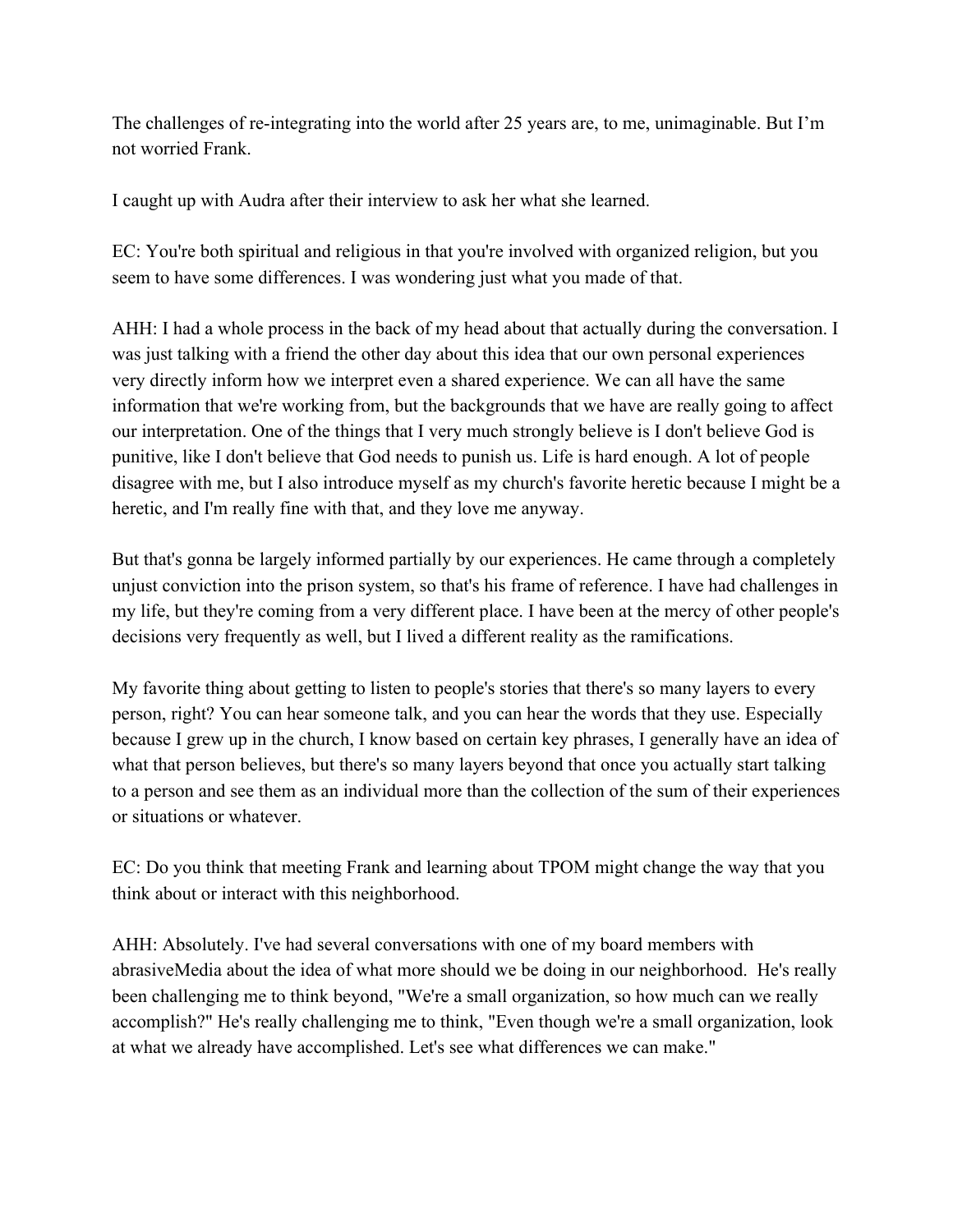The challenges of re-integrating into the world after 25 years are, to me, unimaginable. But I'm not worried Frank.

I caught up with Audra after their interview to ask her what she learned.

EC: You're both spiritual and religious in that you're involved with organized religion, but you seem to have some differences. I was wondering just what you made of that.

AHH: I had a whole process in the back of my head about that actually during the conversation. I was just talking with a friend the other day about this idea that our own personal experiences very directly inform how we interpret even a shared experience. We can all have the same information that we're working from, but the backgrounds that we have are really going to affect our interpretation. One of the things that I very much strongly believe is I don't believe God is punitive, like I don't believe that God needs to punish us. Life is hard enough. A lot of people disagree with me, but I also introduce myself as my church's favorite heretic because I might be a heretic, and I'm really fine with that, and they love me anyway.

But that's gonna be largely informed partially by our experiences. He came through a completely unjust conviction into the prison system, so that's his frame of reference. I have had challenges in my life, but they're coming from a very different place. I have been at the mercy of other people's decisions very frequently as well, but I lived a different reality as the ramifications.

My favorite thing about getting to listen to people's stories that there's so many layers to every person, right? You can hear someone talk, and you can hear the words that they use. Especially because I grew up in the church, I know based on certain key phrases, I generally have an idea of what that person believes, but there's so many layers beyond that once you actually start talking to a person and see them as an individual more than the collection of the sum of their experiences or situations or whatever.

EC: Do you think that meeting Frank and learning about TPOM might change the way that you think about or interact with this neighborhood.

AHH: Absolutely. I've had several conversations with one of my board members with abrasiveMedia about the idea of what more should we be doing in our neighborhood. He's really been challenging me to think beyond, "We're a small organization, so how much can we really accomplish?" He's really challenging me to think, "Even though we're a small organization, look at what we already have accomplished. Let's see what differences we can make."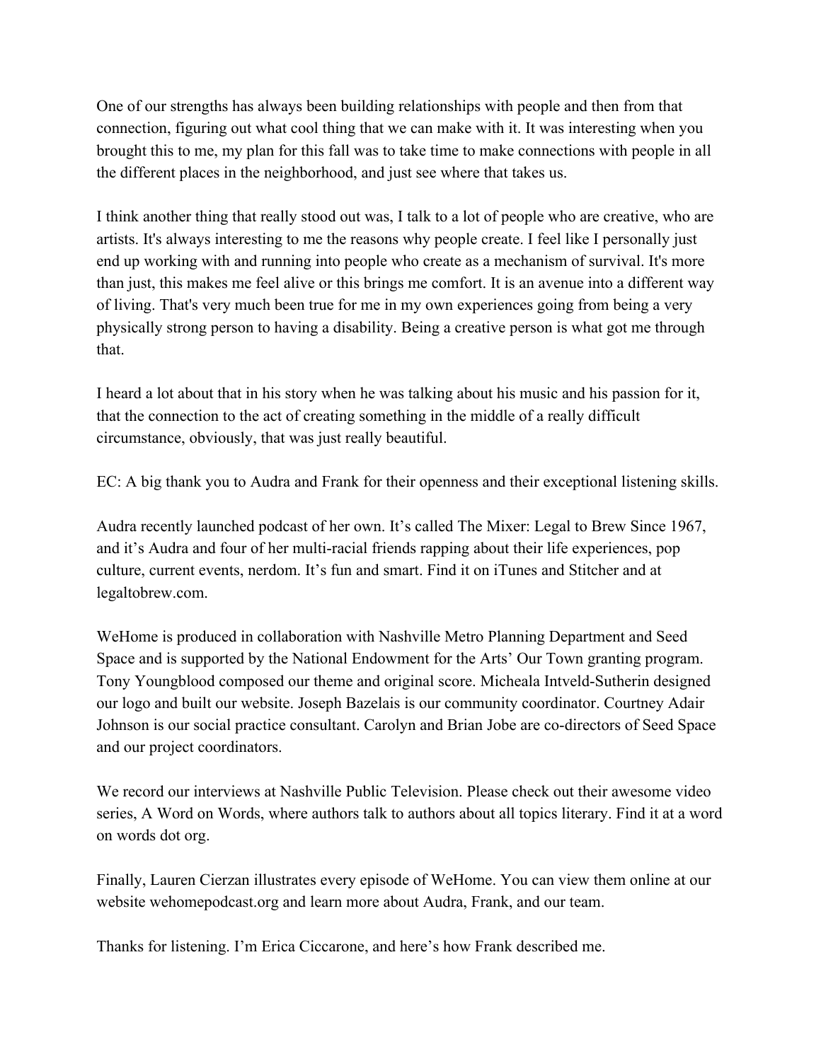One of our strengths has always been building relationships with people and then from that connection, figuring out what cool thing that we can make with it. It was interesting when you brought this to me, my plan for this fall was to take time to make connections with people in all the different places in the neighborhood, and just see where that takes us.

I think another thing that really stood out was, I talk to a lot of people who are creative, who are artists. It's always interesting to me the reasons why people create. I feel like I personally just end up working with and running into people who create as a mechanism of survival. It's more than just, this makes me feel alive or this brings me comfort. It is an avenue into a different way of living. That's very much been true for me in my own experiences going from being a very physically strong person to having a disability. Being a creative person is what got me through that.

I heard a lot about that in his story when he was talking about his music and his passion for it, that the connection to the act of creating something in the middle of a really difficult circumstance, obviously, that was just really beautiful.

EC: A big thank you to Audra and Frank for their openness and their exceptional listening skills.

Audra recently launched podcast of her own. It's called The Mixer: Legal to Brew Since 1967, and it's Audra and four of her multi-racial friends rapping about their life experiences, pop culture, current events, nerdom. It's fun and smart. Find it on iTunes and Stitcher and at legaltobrew.com.

WeHome is produced in collaboration with Nashville Metro Planning Department and Seed Space and is supported by the National Endowment for the Arts' Our Town granting program. Tony Youngblood composed our theme and original score. Micheala Intveld-Sutherin designed our logo and built our website. Joseph Bazelais is our community coordinator. Courtney Adair Johnson is our social practice consultant. Carolyn and Brian Jobe are co-directors of Seed Space and our project coordinators.

We record our interviews at Nashville Public Television. Please check out their awesome video series, A Word on Words, where authors talk to authors about all topics literary. Find it at a word on words dot org.

Finally, Lauren Cierzan illustrates every episode of WeHome. You can view them online at our website wehomepodcast.org and learn more about Audra, Frank, and our team.

Thanks for listening. I'm Erica Ciccarone, and here's how Frank described me.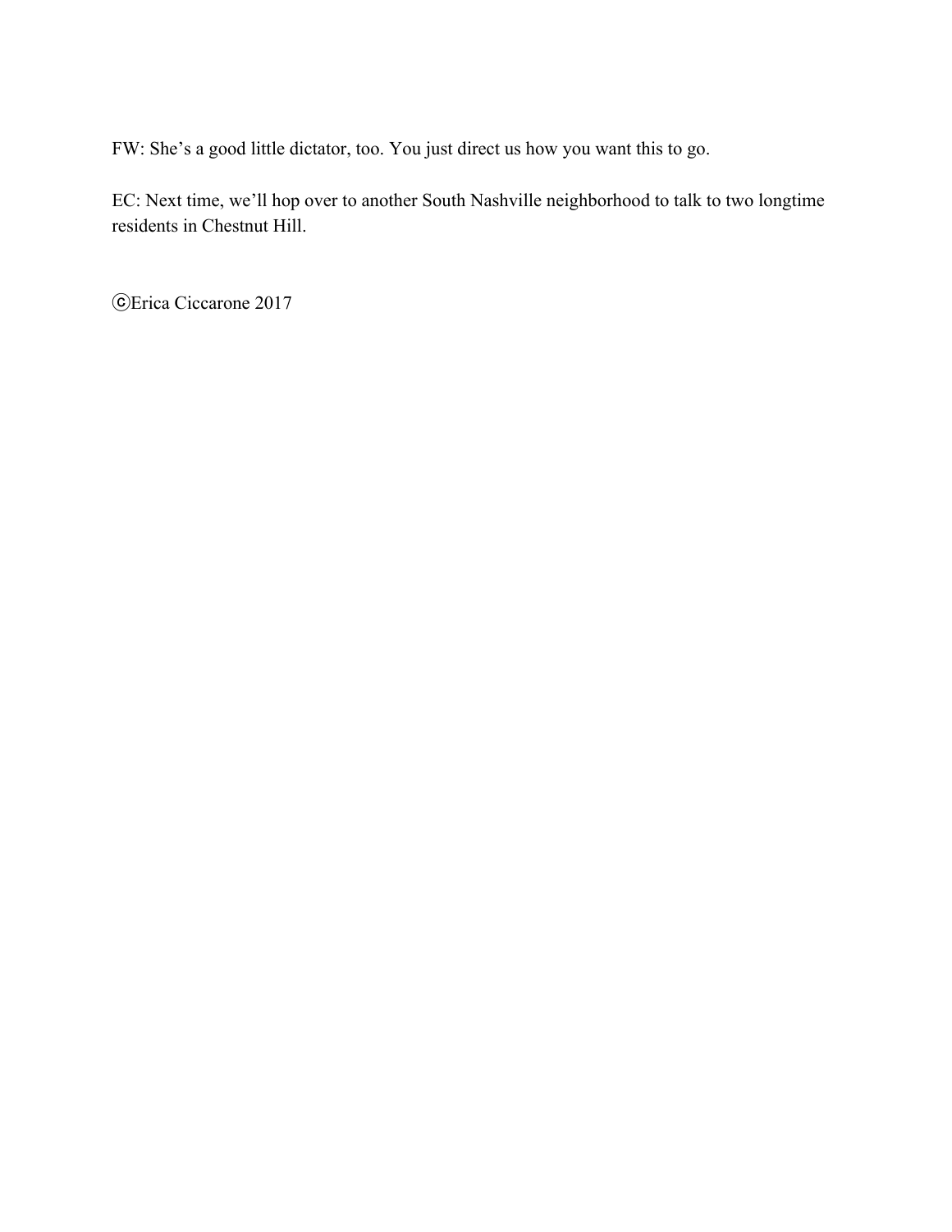FW: She's a good little dictator, too. You just direct us how you want this to go.

EC: Next time, we'll hop over to another South Nashville neighborhood to talk to two longtime residents in Chestnut Hill.

ⓒErica Ciccarone 2017